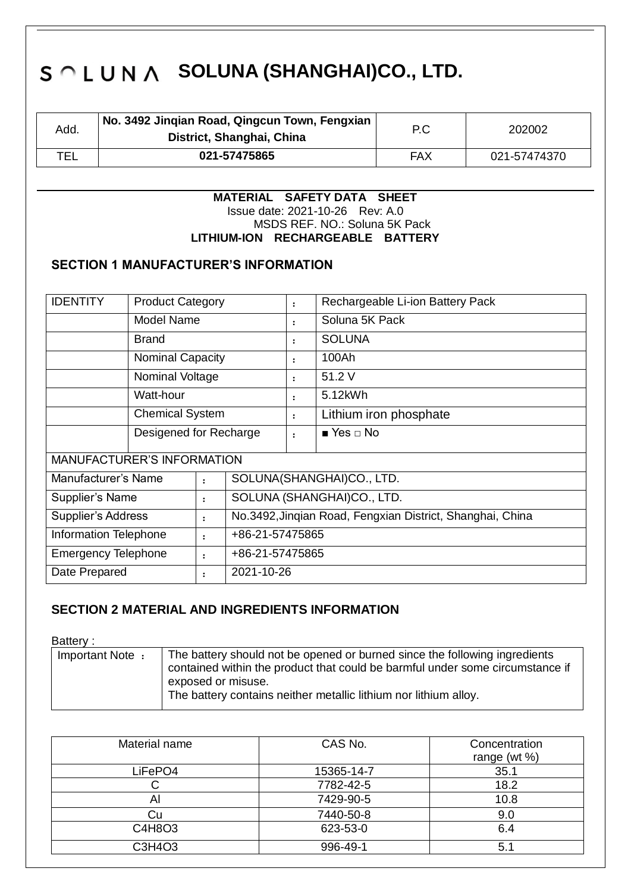# S◠LUNΛ SOLUNA (SHANGHAI)CO., LTD.

| Add. | No. 3492 Jinqian Road, Qingcun Town, Fengxian District, Shanghai, China | P.C | 202002 |
|---|---|---|---|
| TEL | 021-57475865 | FAX | 021-57474370 |

**MATERIAL SAFETY DATA SHEET**

Issue date: 2021-10-26 Rev: A.0

MSDS REF. NO.: Soluna 5K Pack

**LITHIUM-ION RECHARGEABLE BATTERY**

## SECTION 1 MANUFACTURER'S INFORMATION

| IDENTITY | Product Category | : | Rechargeable Li-ion Battery Pack |
|---|---|---|---|
| | Model Name | : | Soluna 5K Pack |
| | Brand | : | SOLUNA |
| | Nominal Capacity | : | 100Ah |
| | Nominal Voltage | : | 51.2 V |
| | Watt-hour | : | 5.12kWh |
| | Chemical System | : | Lithium iron phosphate |
| | Desigened for Recharge | : | ■ Yes □ No |

| MANUFACTURER'S INFORMATION | | |
|---|---|---|
| Manufacturer's Name | : | SOLUNA(SHANGHAI)CO., LTD. |
| Supplier's Name | : | SOLUNA (SHANGHAI)CO., LTD. |
| Supplier's Address | : | No.3492,Jinqian Road, Fengxian District, Shanghai, China |
| Information Telephone | : | +86-21-57475865 |
| Emergency Telephone | : | +86-21-57475865 |
| Date Prepared | : | 2021-10-26 |

## SECTION 2 MATERIAL AND INGREDIENTS INFORMATION

Battery :

| Important Note : | The battery should not be opened or burned since the following ingredients contained within the product that could be barmful under some circumstance if exposed or misuse.<br>The battery contains neither metallic lithium nor lithium alloy. |
|---|---|

| Material name | CAS No. | Concentration range (wt %) |
|---|---|---|
| $LiFePO_4$ | 15365-14-7 | 35.1 |
| C | 7782-42-5 | 18.2 |
| Al | 7429-90-5 | 10.8 |
| Cu | 7440-50-8 | 9.0 |
| $C_4H_8O_3$ | 623-53-0 | 6.4 |
| $C_3H_4O_3$ | 996-49-1 | 5.1 |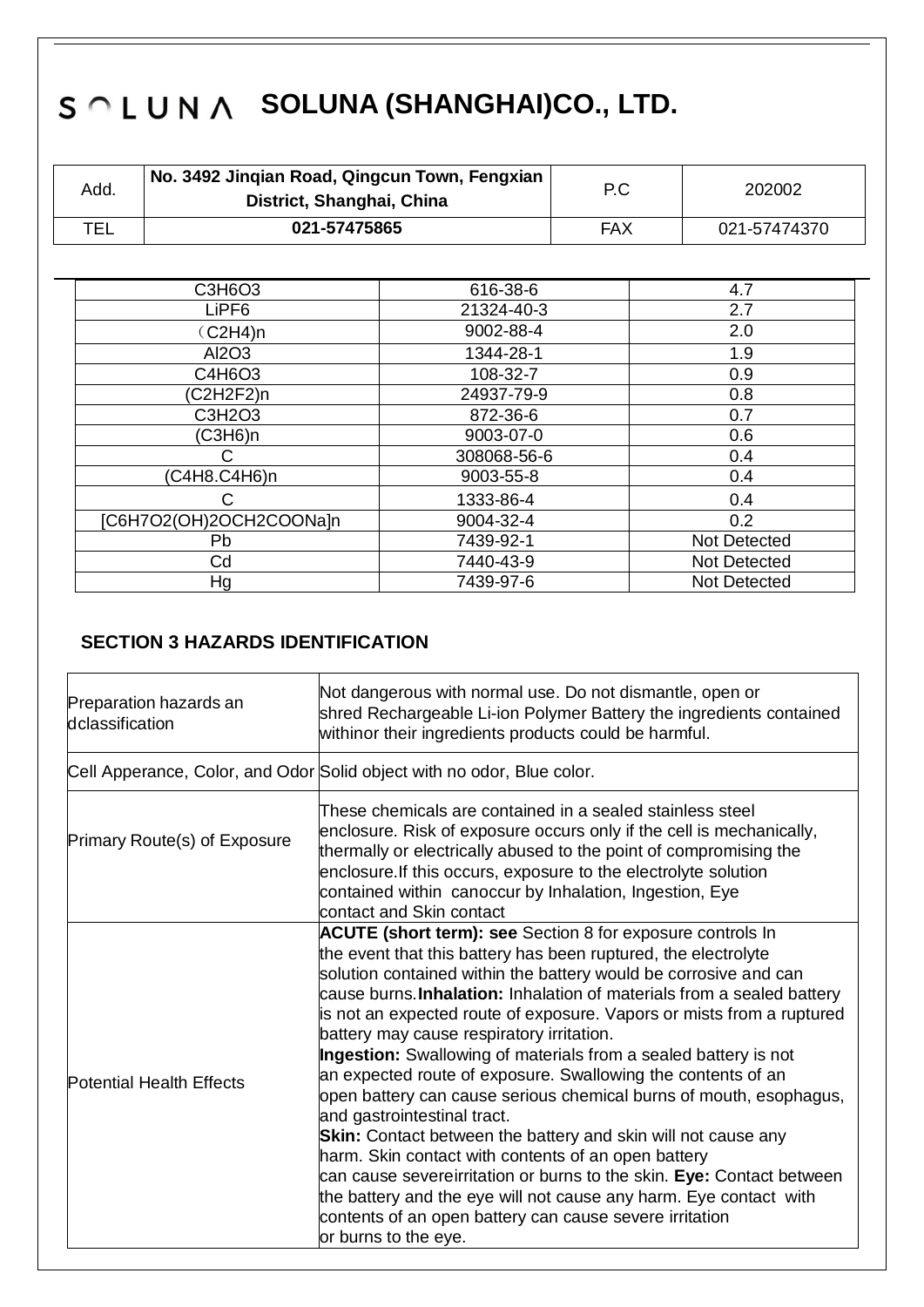# SOLUNA SOLUNA (SHANGHAI)CO., LTD.

| Add. | No. 3492 Jinqian Road, Qingcun Town, Fengxian District, Shanghai, China | P.C | 202002 |
|---|---|---|---|
| TEL | 021-57475865 | FAX | 021-57474370 |

| | | |
|---|---|---|
| $C_3H_6O_3$ | 616-38-6 | 4.7 |
| $LiPF_6$ | 21324-40-3 | 2.7 |
| （$C_2H_4$)n | 9002-88-4 | 2.0 |
| $Al_2O_3$ | 1344-28-1 | 1.9 |
| $C_4H_6O_3$ | 108-32-7 | 0.9 |
| ($C_2H_2F_2$)n | 24937-79-9 | 0.8 |
| $C_3H_2O_3$ | 872-36-6 | 0.7 |
| ($C_3H_6$)n | 9003-07-0 | 0.6 |
| C | 308068-56-6 | 0.4 |
| ($C_4H_8.C_4H_6$)n | 9003-55-8 | 0.4 |
| C | 1333-86-4 | 0.4 |
| [$C_6H_7O_2(OH)_2OCH_2COONa$]n | 9004-32-4 | 0.2 |
| Pb | 7439-92-1 | Not Detected |
| Cd | 7440-43-9 | Not Detected |
| Hg | 7439-97-6 | Not Detected |

## SECTION 3 HAZARDS IDENTIFICATION

| | |
|---|---|
| Preparation hazards an dclassification | Not dangerous with normal use. Do not dismantle, open or shred Rechargeable Li-ion Polymer Battery the ingredients contained withinor their ingredients products could be harmful. |
| Cell Apperance, Color, and Odor | Solid object with no odor, Blue color. |
| Primary Route(s) of Exposure | These chemicals are contained in a sealed stainless steel enclosure. Risk of exposure occurs only if the cell is mechanically, thermally or electrically abused to the point of compromising the enclosure.If this occurs, exposure to the electrolyte solution contained within canoccur by Inhalation, Ingestion, Eye contact and Skin contact |
| Potential Health Effects | **ACUTE (short term): see** Section 8 for exposure controls In the event that this battery has been ruptured, the electrolyte solution contained within the battery would be corrosive and can cause burns.**Inhalation:** Inhalation of materials from a sealed battery is not an expected route of exposure. Vapors or mists from a ruptured battery may cause respiratory irritation. **Ingestion:** Swallowing of materials from a sealed battery is not an expected route of exposure. Swallowing the contents of an open battery can cause serious chemical burns of mouth, esophagus, and gastrointestinal tract. **Skin:** Contact between the battery and skin will not cause any harm. Skin contact with contents of an open battery can cause severeirritation or burns to the skin. **Eye:** Contact between the battery and the eye will not cause any harm. Eye contact with contents of an open battery can cause severe irritation or burns to the eye. |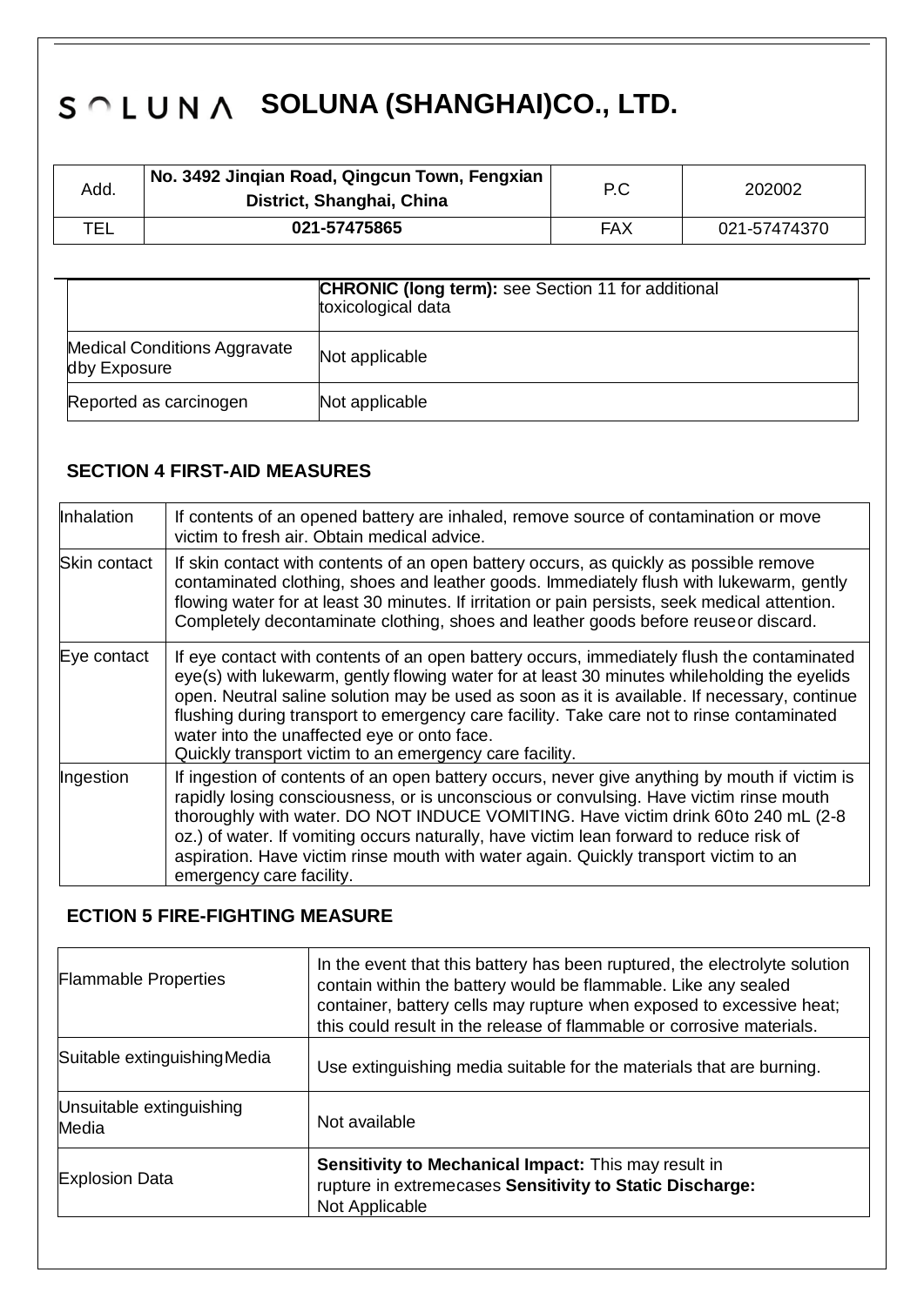# SOLUNA SOLUNA (SHANGHAI)CO., LTD.

| Add. | No. 3492 Jinqian Road, Qingcun Town, Fengxian District, Shanghai, China | P.C | 202002 |
|---|---|---|---|
| TEL | 021-57475865 | FAX | 021-57474370 |

| | |
|---|---|
| | **CHRONIC (long term):** see Section 11 for additional toxicological data |
| Medical Conditions Aggravate dby Exposure | Not applicable |
| Reported as carcinogen | Not applicable |

## SECTION 4 FIRST-AID MEASURES

| | |
|---|---|
| Inhalation | If contents of an opened battery are inhaled, remove source of contamination or move victim to fresh air. Obtain medical advice. |
| Skin contact | If skin contact with contents of an open battery occurs, as quickly as possible remove contaminated clothing, shoes and leather goods. Immediately flush with lukewarm, gently flowing water for at least 30 minutes. If irritation or pain persists, seek medical attention. Completely decontaminate clothing, shoes and leather goods before reuseor discard. |
| Eye contact | If eye contact with contents of an open battery occurs, immediately flush the contaminated eye(s) with lukewarm, gently flowing water for at least 30 minutes whileholding the eyelids open. Neutral saline solution may be used as soon as it is available. If necessary, continue flushing during transport to emergency care facility. Take care not to rinse contaminated water into the unaffected eye or onto face.<br>Quickly transport victim to an emergency care facility. |
| Ingestion | If ingestion of contents of an open battery occurs, never give anything by mouth if victim is rapidly losing consciousness, or is unconscious or convulsing. Have victim rinse mouth thoroughly with water. DO NOT INDUCE VOMITING. Have victim drink 60to 240 mL (2-8 oz.) of water. If vomiting occurs naturally, have victim lean forward to reduce risk of aspiration. Have victim rinse mouth with water again. Quickly transport victim to an emergency care facility. |

## ECTION 5 FIRE-FIGHTING MEASURE

| | |
|---|---|
| Flammable Properties | In the event that this battery has been ruptured, the electrolyte solution contain within the battery would be flammable. Like any sealed container, battery cells may rupture when exposed to excessive heat; this could result in the release of flammable or corrosive materials. |
| Suitable extinguishingMedia | Use extinguishing media suitable for the materials that are burning. |
| Unsuitable extinguishing Media | Not available |
| Explosion Data | **Sensitivity to Mechanical Impact:** This may result in rupture in extremecases **Sensitivity to Static Discharge:** Not Applicable |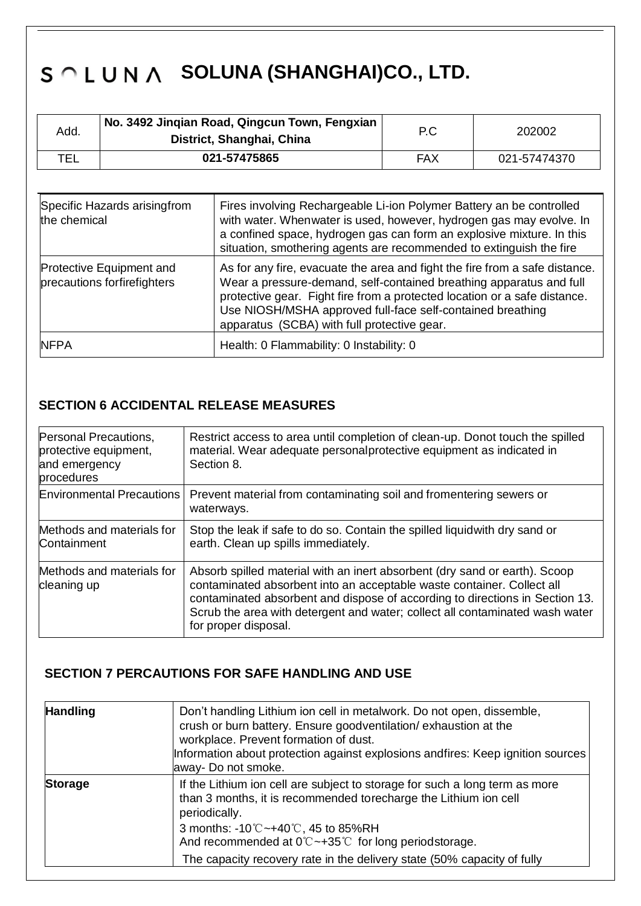| | |
|---|---|
| Specific Hazards arisingfrom the chemical | Fires involving Rechargeable Li-ion Polymer Battery an be controlled with water. Whenwater is used, however, hydrogen gas may evolve. In a confined space, hydrogen gas can form an explosive mixture. In this situation, smothering agents are recommended to extinguish the fire |
| Protective Equipment and precautions forfirefighters | As for any fire, evacuate the area and fight the fire from a safe distance. Wear a pressure-demand, self-contained breathing apparatus and full protective gear. Fight fire from a protected location or a safe distance. Use NIOSH/MSHA approved full-face self-contained breathing apparatus (SCBA) with full protective gear. |
| NFPA | Health: 0 Flammability: 0 Instability: 0 |

## SECTION 6 ACCIDENTAL RELEASE MEASURES

| | |
|---|---|
| Personal Precautions, protective equipment, and emergency procedures | Restrict access to area until completion of clean-up. Donot touch the spilled material. Wear adequate personalprotective equipment as indicated in Section 8. |
| Environmental Precautions | Prevent material from contaminating soil and fromentering sewers or waterways. |
| Methods and materials for Containment | Stop the leak if safe to do so. Contain the spilled liquidwith dry sand or earth. Clean up spills immediately. |
| Methods and materials for cleaning up | Absorb spilled material with an inert absorbent (dry sand or earth). Scoop contaminated absorbent into an acceptable waste container. Collect all contaminated absorbent and dispose of according to directions in Section 13. Scrub the area with detergent and water; collect all contaminated wash water for proper disposal. |

## SECTION 7 PERCAUTIONS FOR SAFE HANDLING AND USE

| | |
|---|---|
| **Handling** | Don't handling Lithium ion cell in metalwork. Do not open, dissemble, crush or burn battery. Ensure goodventilation/ exhaustion at the workplace. Prevent formation of dust.<br>Information about protection against explosions andfires: Keep ignition sources away- Do not smoke. |
| **Storage** | If the Lithium ion cell are subject to storage for such a long term as more than 3 months, it is recommended torecharge the Lithium ion cell periodically.<br>3 months: -10℃~+40℃, 45 to 85%RH<br>And recommended at 0℃~+35℃ for long periodstorage.<br>The capacity recovery rate in the delivery state (50% capacity of fully |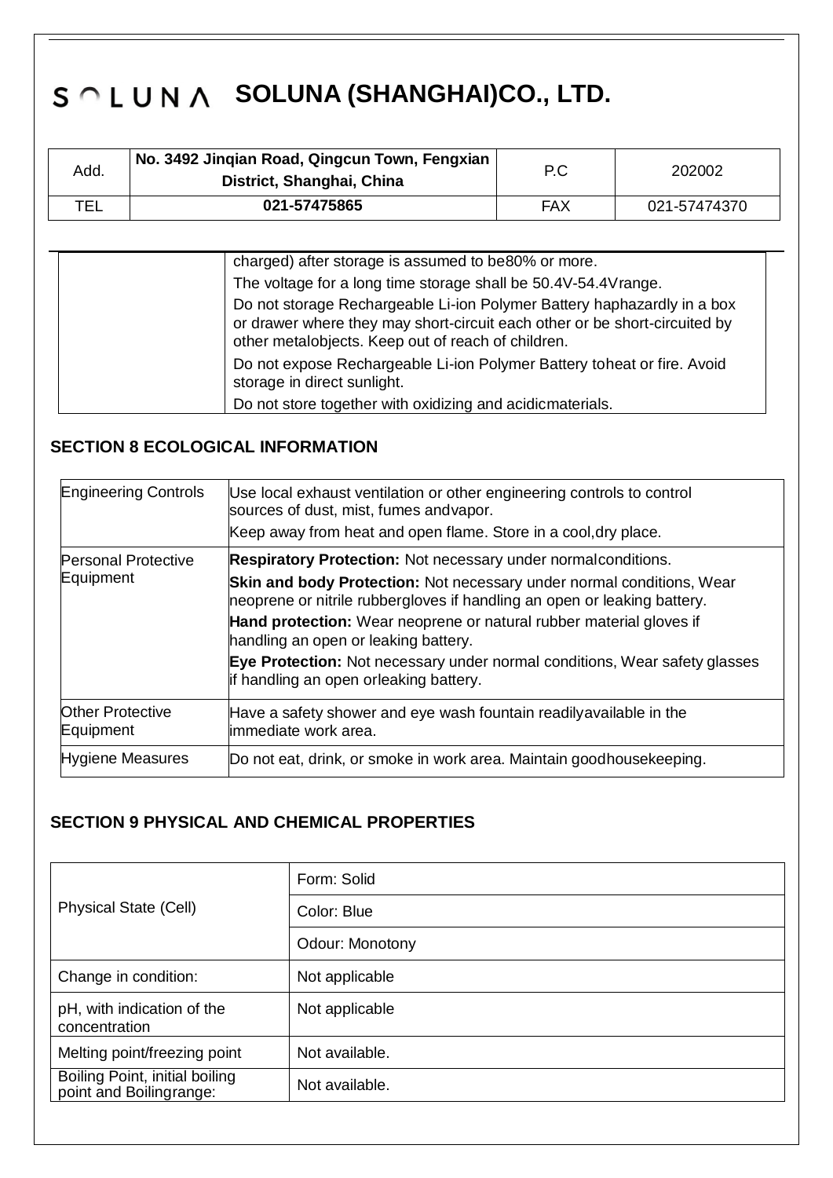# SOLUNA (SHANGHAI)CO., LTD.

| Add. | No. 3492 Jinqian Road, Qingcun Town, Fengxian District, Shanghai, China | P.C | 202002 |
|---|---|---|---|
| TEL | 021-57475865 | FAX | 021-57474370 |

| | |
|---|---|
| | charged) after storage is assumed to be80% or more.<br>The voltage for a long time storage shall be 50.4V-54.4Vrange.<br>Do not storage Rechargeable Li-ion Polymer Battery haphazardly in a box or drawer where they may short-circuit each other or be short-circuited by other metalobjects. Keep out of reach of children.<br>Do not expose Rechargeable Li-ion Polymer Battery toheat or fire. Avoid storage in direct sunlight.<br>Do not store together with oxidizing and acidicmaterials. |

## SECTION 8 ECOLOGICAL INFORMATION

| | |
|---|---|
| Engineering Controls | Use local exhaust ventilation or other engineering controls to control sources of dust, mist, fumes andvapor.<br>Keep away from heat and open flame. Store in a cool,dry place. |
| Personal Protective Equipment | **Respiratory Protection:** Not necessary under normalconditions.<br>**Skin and body Protection:** Not necessary under normal conditions, Wear neoprene or nitrile rubbergloves if handling an open or leaking battery.<br>**Hand protection:** Wear neoprene or natural rubber material gloves if handling an open or leaking battery.<br>**Eye Protection:** Not necessary under normal conditions, Wear safety glasses if handling an open orleaking battery. |
| Other Protective Equipment | Have a safety shower and eye wash fountain readilyavailable in the immediate work area. |
| Hygiene Measures | Do not eat, drink, or smoke in work area. Maintain goodhousekeeping. |

## SECTION 9 PHYSICAL AND CHEMICAL PROPERTIES

| | |
|---|---|
| Physical State (Cell) | Form: Solid |
| | Color: Blue |
| | Odour: Monotony |
| Change in condition: | Not applicable |
| pH, with indication of the concentration | Not applicable |
| Melting point/freezing point | Not available. |
| Boiling Point, initial boiling point and Boilingrange: | Not available. |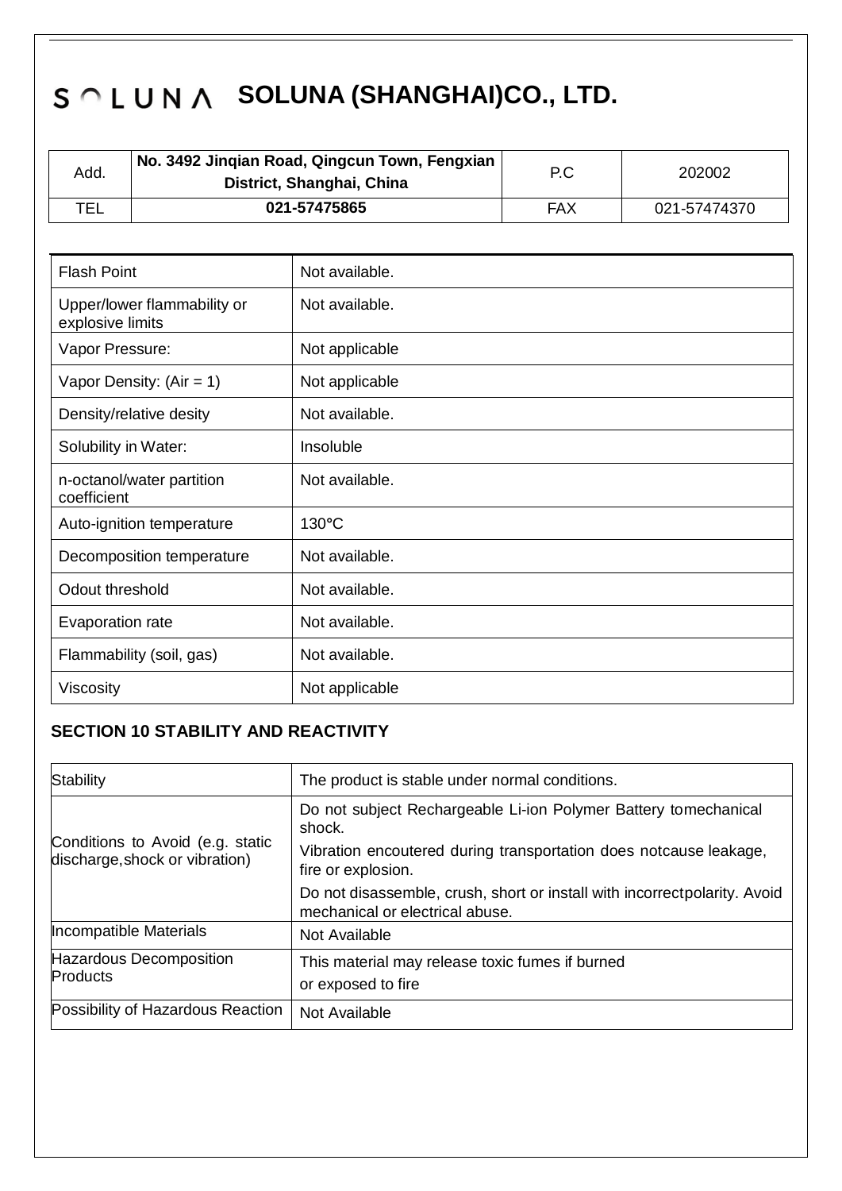# SOLUNA SOLUNA (SHANGHAI)CO., LTD.

| Add. | No. 3492 Jinqian Road, Qingcun Town, Fengxian District, Shanghai, China | P.C | 202002 |
|---|---|---|---|
| TEL | 021-57475865 | FAX | 021-57474370 |

| Flash Point | Not available. |
|---|---|
| Upper/lower flammability or explosive limits | Not available. |
| Vapor Pressure: | Not applicable |
| Vapor Density: (Air = 1) | Not applicable |
| Density/relative desity | Not available. |
| Solubility in Water: | Insoluble |
| n-octanol/water partition coefficient | Not available. |
| Auto-ignition temperature | 130°C |
| Decomposition temperature | Not available. |
| Odout threshold | Not available. |
| Evaporation rate | Not available. |
| Flammability (soil, gas) | Not available. |
| Viscosity | Not applicable |

## SECTION 10 STABILITY AND REACTIVITY

| Stability | The product is stable under normal conditions. |
|---|---|
| Conditions to Avoid (e.g. static discharge,shock or vibration) | Do not subject Rechargeable Li-ion Polymer Battery tomechanical shock. Vibration encoutered during transportation does notcause leakage, fire or explosion. Do not disassemble, crush, short or install with incorrectpolarity. Avoid mechanical or electrical abuse. |
| Incompatible Materials | Not Available |
| Hazardous Decomposition Products | This material may release toxic fumes if burned or exposed to fire |
| Possibility of Hazardous Reaction | Not Available |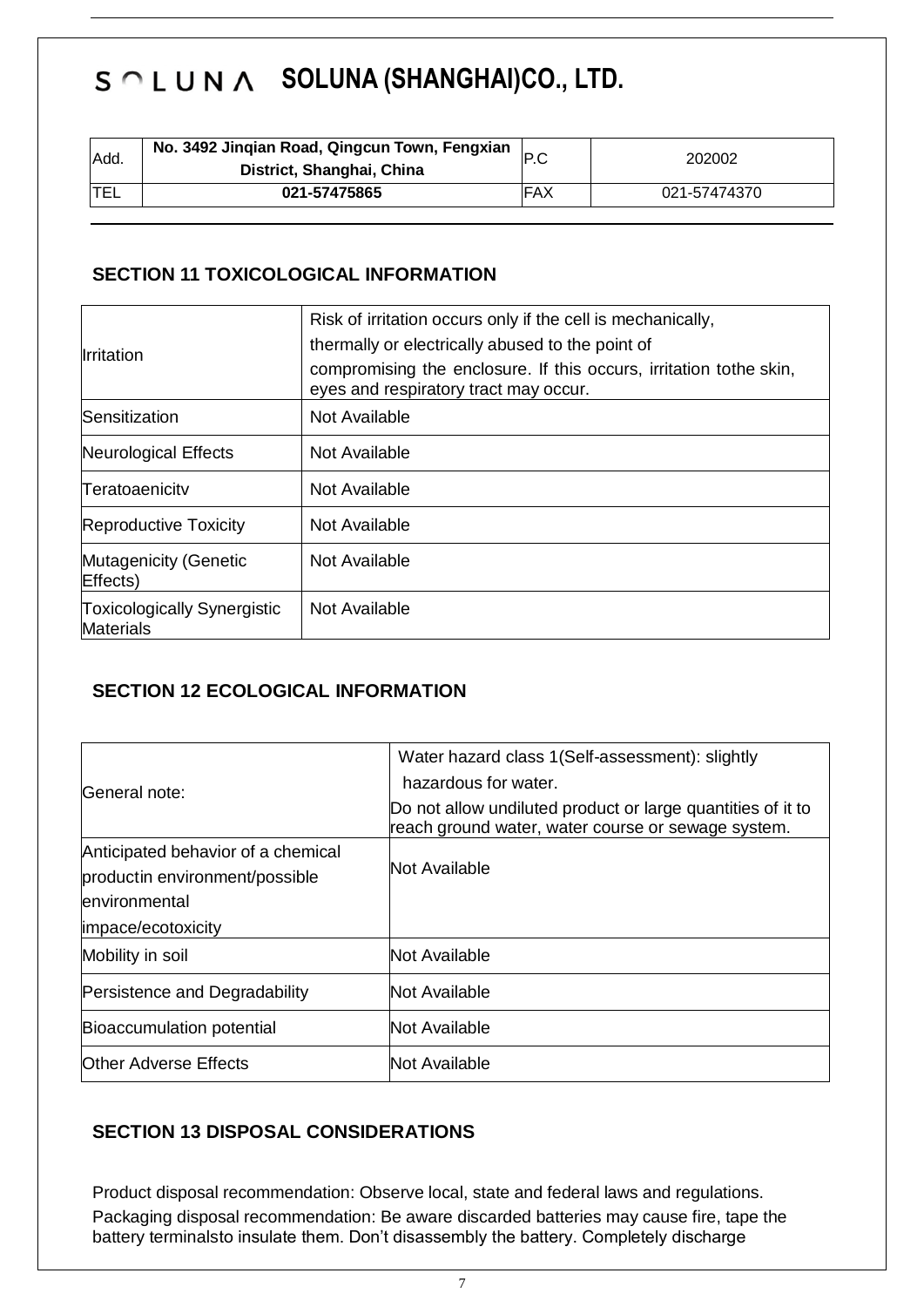# SOLUNA (SHANGHAI)CO., LTD.

| Add. | No. 3492 Jinqian Road, Qingcun Town, Fengxian District, Shanghai, China | P.C | 202002 |
|---|---|---|---|
| TEL | 021-57475865 | FAX | 021-57474370 |

## SECTION 11 TOXICOLOGICAL INFORMATION

| | |
|---|---|
| Irritation | Risk of irritation occurs only if the cell is mechanically, thermally or electrically abused to the point of compromising the enclosure. If this occurs, irritation tothe skin, eyes and respiratory tract may occur. |
| Sensitization | Not Available |
| Neurological Effects | Not Available |
| Teratoaenicitv | Not Available |
| Reproductive Toxicity | Not Available |
| Mutagenicity (Genetic Effects) | Not Available |
| Toxicologically Synergistic Materials | Not Available |

## SECTION 12 ECOLOGICAL INFORMATION

| | |
|---|---|
| General note: | Water hazard class 1(Self-assessment): slightly hazardous for water. Do not allow undiluted product or large quantities of it to reach ground water, water course or sewage system. |
| Anticipated behavior of a chemical productin environment/possible environmental impace/ecotoxicity | Not Available |
| Mobility in soil | Not Available |
| Persistence and Degradability | Not Available |
| Bioaccumulation potential | Not Available |
| Other Adverse Effects | Not Available |

## SECTION 13 DISPOSAL CONSIDERATIONS

Product disposal recommendation: Observe local, state and federal laws and regulations.

Packaging disposal recommendation: Be aware discarded batteries may cause fire, tape the battery terminalsto insulate them. Don't disassembly the battery. Completely discharge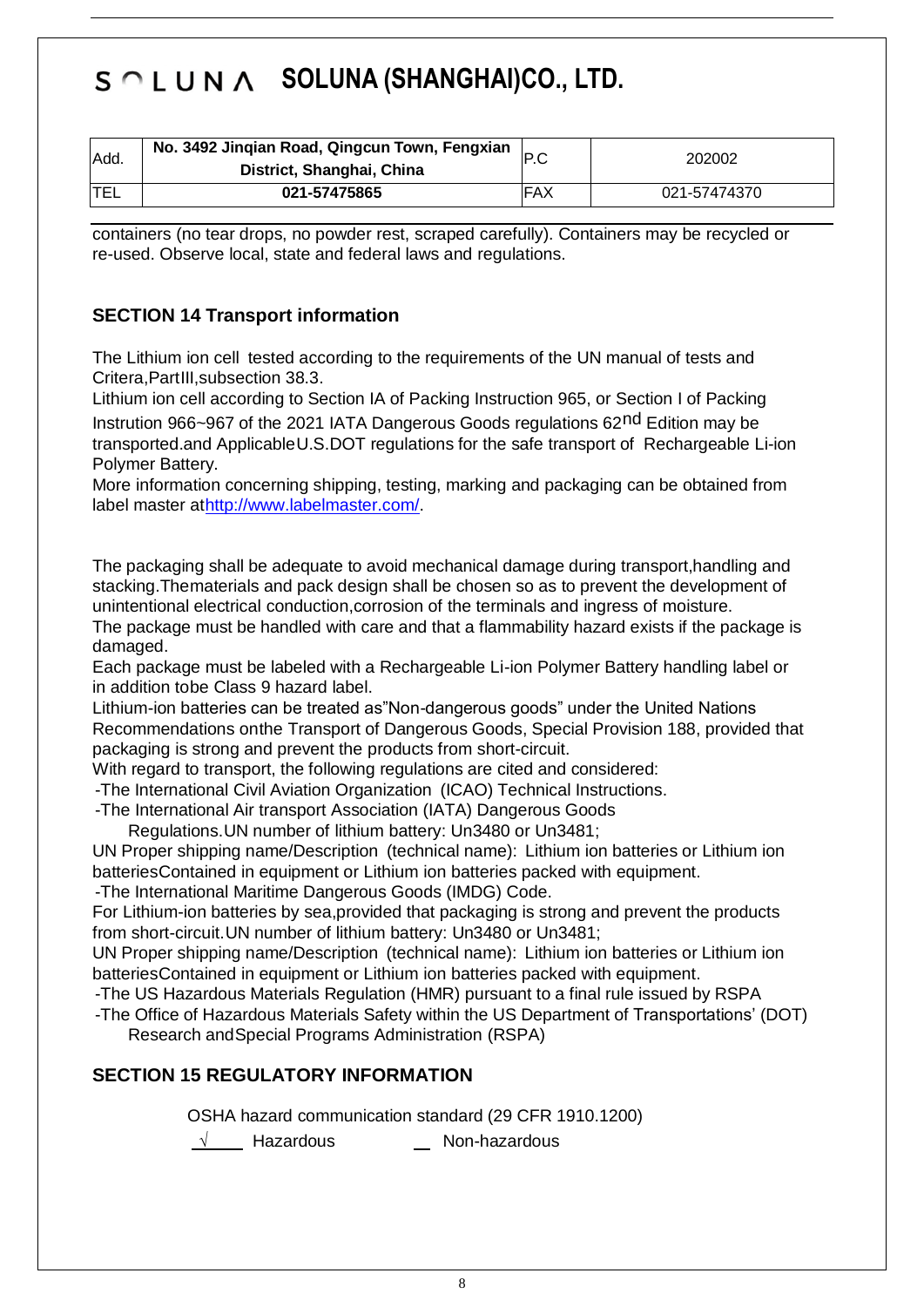# SOLUNA SOLUNA (SHANGHAI)CO., LTD.

| Add. | No. 3492 Jinqian Road, Qingcun Town, Fengxian District, Shanghai, China | P.C | 202002 |
|---|---|---|---|
| TEL | 021-57475865 | FAX | 021-57474370 |

containers (no tear drops, no powder rest, scraped carefully). Containers may be recycled or re-used. Observe local, state and federal laws and regulations.

## SECTION 14 Transport information

The Lithium ion cell tested according to the requirements of the UN manual of tests and Critera,PartIII,subsection 38.3.

Lithium ion cell according to Section IA of Packing Instruction 965, or Section I of Packing Instrution 966~967 of the 2021 IATA Dangerous Goods regulations 62nd Edition may be transported.and ApplicableU.S.DOT regulations for the safe transport of Rechargeable Li-ion Polymer Battery.

More information concerning shipping, testing, marking and packaging can be obtained from label master athttp://www.labelmaster.com/.

The packaging shall be adequate to avoid mechanical damage during transport,handling and stacking.Thematerials and pack design shall be chosen so as to prevent the development of unintentional electrical conduction,corrosion of the terminals and ingress of moisture.

The package must be handled with care and that a flammability hazard exists if the package is damaged.

Each package must be labeled with a Rechargeable Li-ion Polymer Battery handling label or in addition tobe Class 9 hazard label.

Lithium-ion batteries can be treated as"Non-dangerous goods" under the United Nations Recommendations onthe Transport of Dangerous Goods, Special Provision 188, provided that packaging is strong and prevent the products from short-circuit.

With regard to transport, the following regulations are cited and considered:

-The International Civil Aviation Organization (ICAO) Technical Instructions.

-The International Air transport Association (IATA) Dangerous Goods Regulations.UN number of lithium battery: Un3480 or Un3481;

UN Proper shipping name/Description (technical name): Lithium ion batteries or Lithium ion batteriesContained in equipment or Lithium ion batteries packed with equipment.

-The International Maritime Dangerous Goods (IMDG) Code.

For Lithium-ion batteries by sea,provided that packaging is strong and prevent the products from short-circuit.UN number of lithium battery: Un3480 or Un3481;

UN Proper shipping name/Description (technical name): Lithium ion batteries or Lithium ion batteriesContained in equipment or Lithium ion batteries packed with equipment.

-The US Hazardous Materials Regulation (HMR) pursuant to a final rule issued by RSPA

-The Office of Hazardous Materials Safety within the US Department of Transportations' (DOT) Research andSpecial Programs Administration (RSPA)

## SECTION 15 REGULATORY INFORMATION

OSHA hazard communication standard (29 CFR 1910.1200)

√ Hazardous     __ Non-hazardous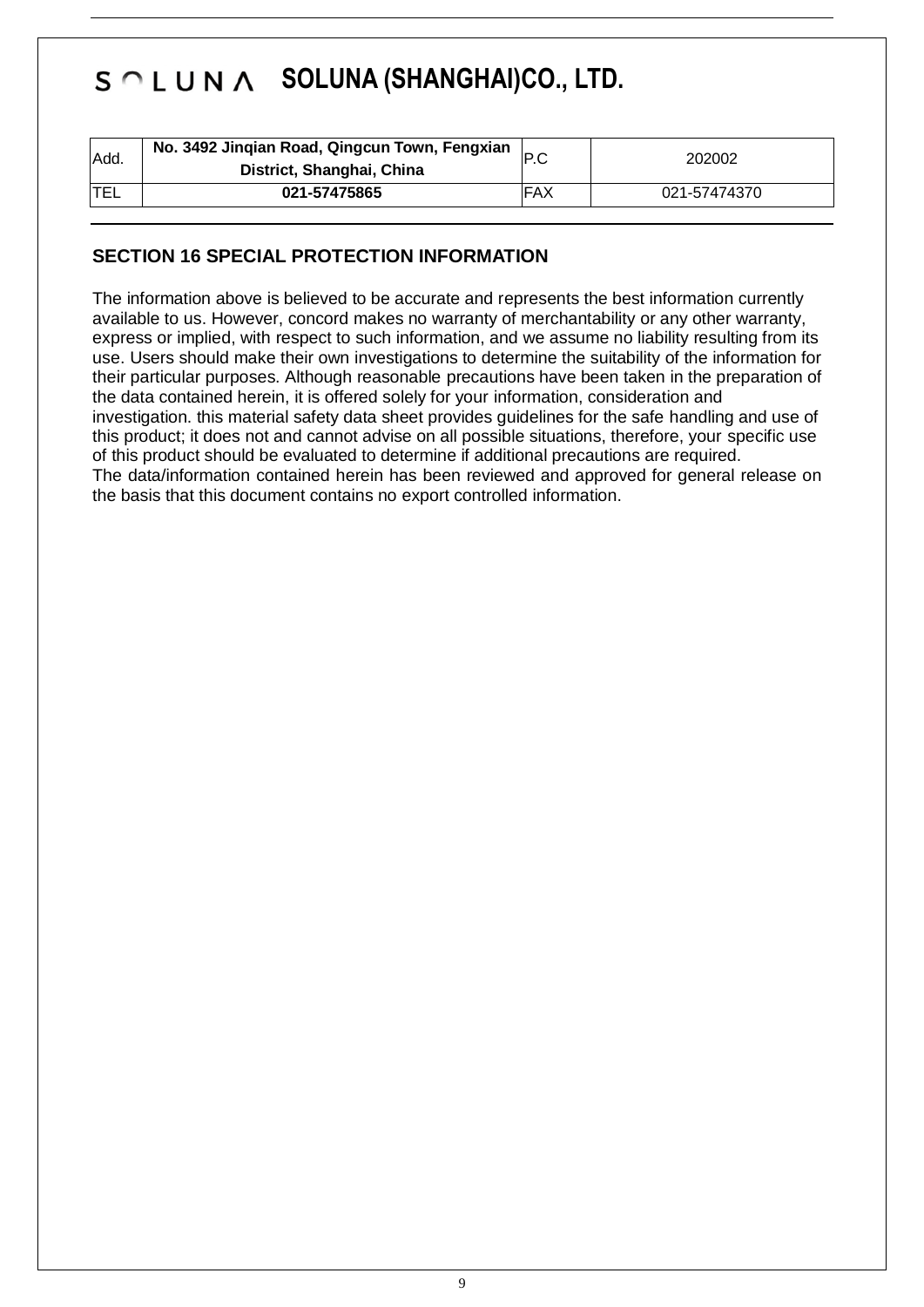# SOLUNA SOLUNA (SHANGHAI)CO., LTD.

| | | | |
|---|---|---|---|
| Add. | **No. 3492 Jinqian Road, Qingcun Town, Fengxian District, Shanghai, China** | P.C | 202002 |
| TEL | **021-57475865** | FAX | 021-57474370 |

## SECTION 16 SPECIAL PROTECTION INFORMATION

The information above is believed to be accurate and represents the best information currently available to us. However, concord makes no warranty of merchantability or any other warranty, express or implied, with respect to such information, and we assume no liability resulting from its use. Users should make their own investigations to determine the suitability of the information for their particular purposes. Although reasonable precautions have been taken in the preparation of the data contained herein, it is offered solely for your information, consideration and investigation. this material safety data sheet provides guidelines for the safe handling and use of this product; it does not and cannot advise on all possible situations, therefore, your specific use of this product should be evaluated to determine if additional precautions are required.
The data/information contained herein has been reviewed and approved for general release on the basis that this document contains no export controlled information.